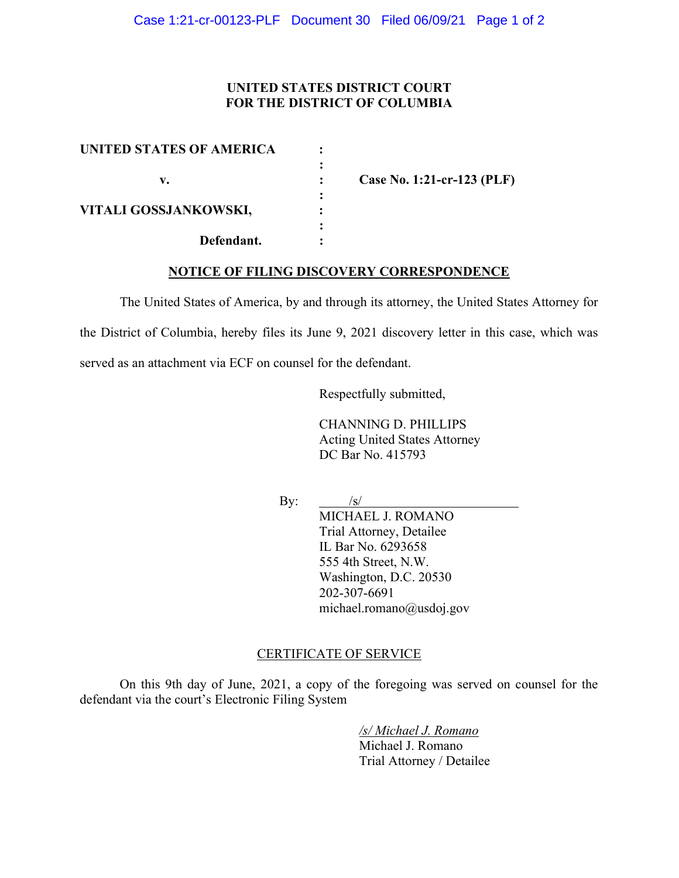**UNITED STATES DISTRICT COURT**
**FOR THE DISTRICT OF COLUMBIA**

| | | |
|---|---|---|
| **UNITED STATES OF AMERICA** | : | |
| | : | |
| **v.** | : | **Case No. 1:21-cr-123 (PLF)** |
| | : | |
| **VITALI GOSSJANKOWSKI,** | : | |
| | : | |
| **Defendant.** | : | |

## NOTICE OF FILING DISCOVERY CORRESPONDENCE

The United States of America, by and through its attorney, the United States Attorney for the District of Columbia, hereby files its June 9, 2021 discovery letter in this case, which was served as an attachment via ECF on counsel for the defendant.

Respectfully submitted,

CHANNING D. PHILLIPS
Acting United States Attorney
DC Bar No. 415793

By: /s/
MICHAEL J. ROMANO
Trial Attorney, Detailee
IL Bar No. 6293658
555 4th Street, N.W.
Washington, D.C. 20530
202-307-6691
michael.romano@usdoj.gov

CERTIFICATE OF SERVICE

On this 9th day of June, 2021, a copy of the foregoing was served on counsel for the defendant via the court's Electronic Filing System

*/s/ Michael J. Romano*
Michael J. Romano
Trial Attorney / Detailee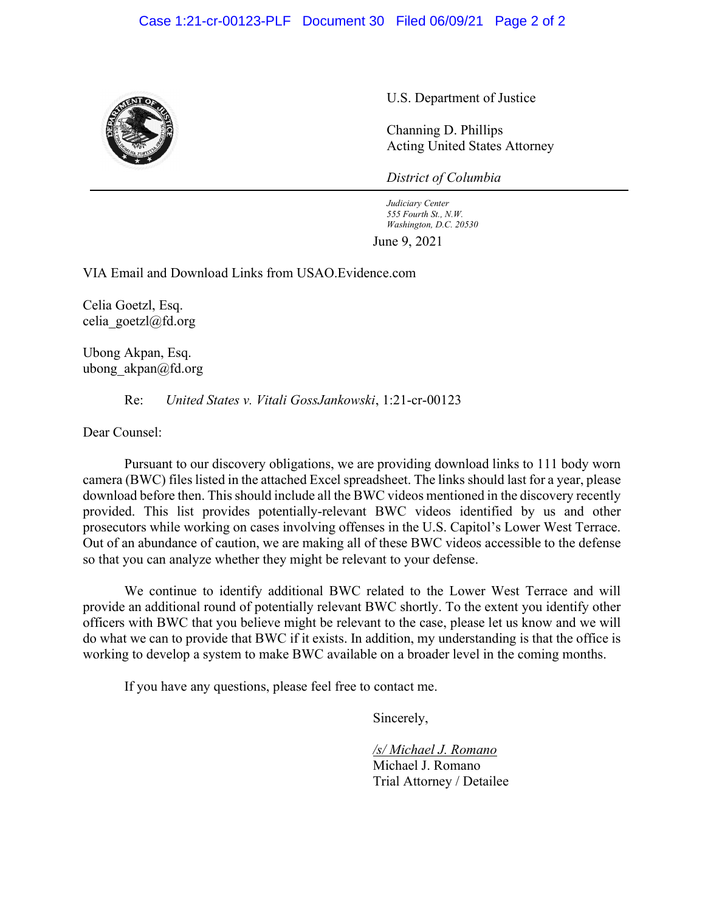U.S. Department of Justice

Channing D. Phillips
Acting United States Attorney

*District of Columbia*

---

*Judiciary Center*
*555 Fourth St., N.W.*
*Washington, D.C. 20530*

June 9, 2021

VIA Email and Download Links from USAO.Evidence.com

Celia Goetzl, Esq.
celia_goetzl@fd.org

Ubong Akpan, Esq.
ubong_akpan@fd.org

Re: *United States v. Vitali GossJankowski*, 1:21-cr-00123

Dear Counsel:

Pursuant to our discovery obligations, we are providing download links to 111 body worn camera (BWC) files listed in the attached Excel spreadsheet. The links should last for a year, please download before then. This should include all the BWC videos mentioned in the discovery recently provided. This list provides potentially-relevant BWC videos identified by us and other prosecutors while working on cases involving offenses in the U.S. Capitol's Lower West Terrace. Out of an abundance of caution, we are making all of these BWC videos accessible to the defense so that you can analyze whether they might be relevant to your defense.

We continue to identify additional BWC related to the Lower West Terrace and will provide an additional round of potentially relevant BWC shortly. To the extent you identify other officers with BWC that you believe might be relevant to the case, please let us know and we will do what we can to provide that BWC if it exists. In addition, my understanding is that the office is working to develop a system to make BWC available on a broader level in the coming months.

If you have any questions, please feel free to contact me.

Sincerely,

*/s/ Michael J. Romano*
Michael J. Romano
Trial Attorney / Detailee